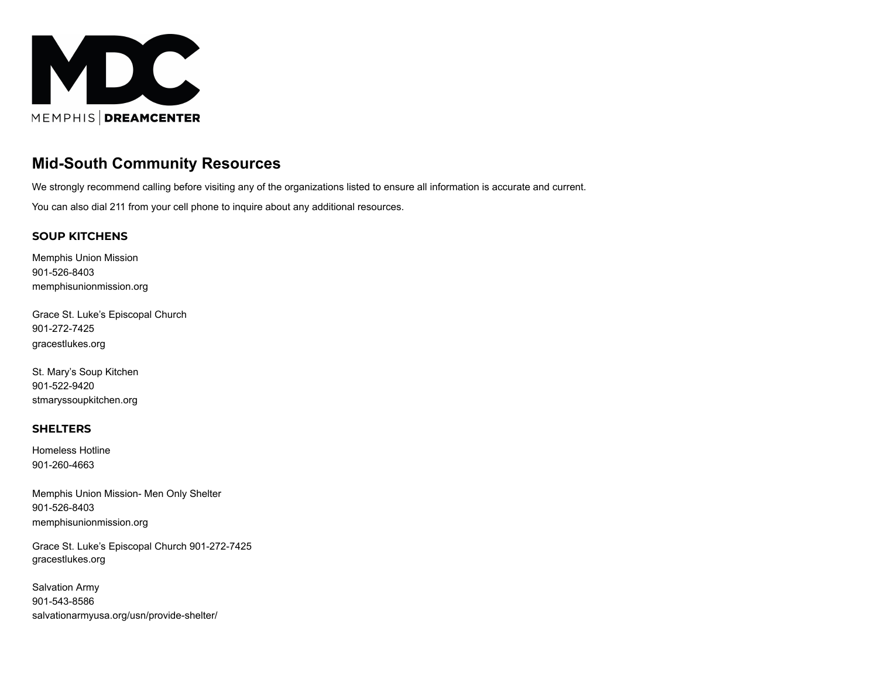MDC

MEMPHIS | DREAMCENTER

# Mid-South Community Resources

We strongly recommend calling before visiting any of the organizations listed to ensure all information is accurate and current.

You can also dial 211 from your cell phone to inquire about any additional resources.

## SOUP KITCHENS

Memphis Union Mission
901-526-8403
memphisunionmission.org

Grace St. Luke's Episcopal Church
901-272-7425
gracestlukes.org

St. Mary's Soup Kitchen
901-522-9420
stmaryssoupkitchen.org

## SHELTERS

Homeless Hotline
901-260-4663

Memphis Union Mission- Men Only Shelter
901-526-8403
memphisunionmission.org

Grace St. Luke's Episcopal Church 901-272-7425
gracestlukes.org

Salvation Army
901-543-8586
salvationarmyusa.org/usn/provide-shelter/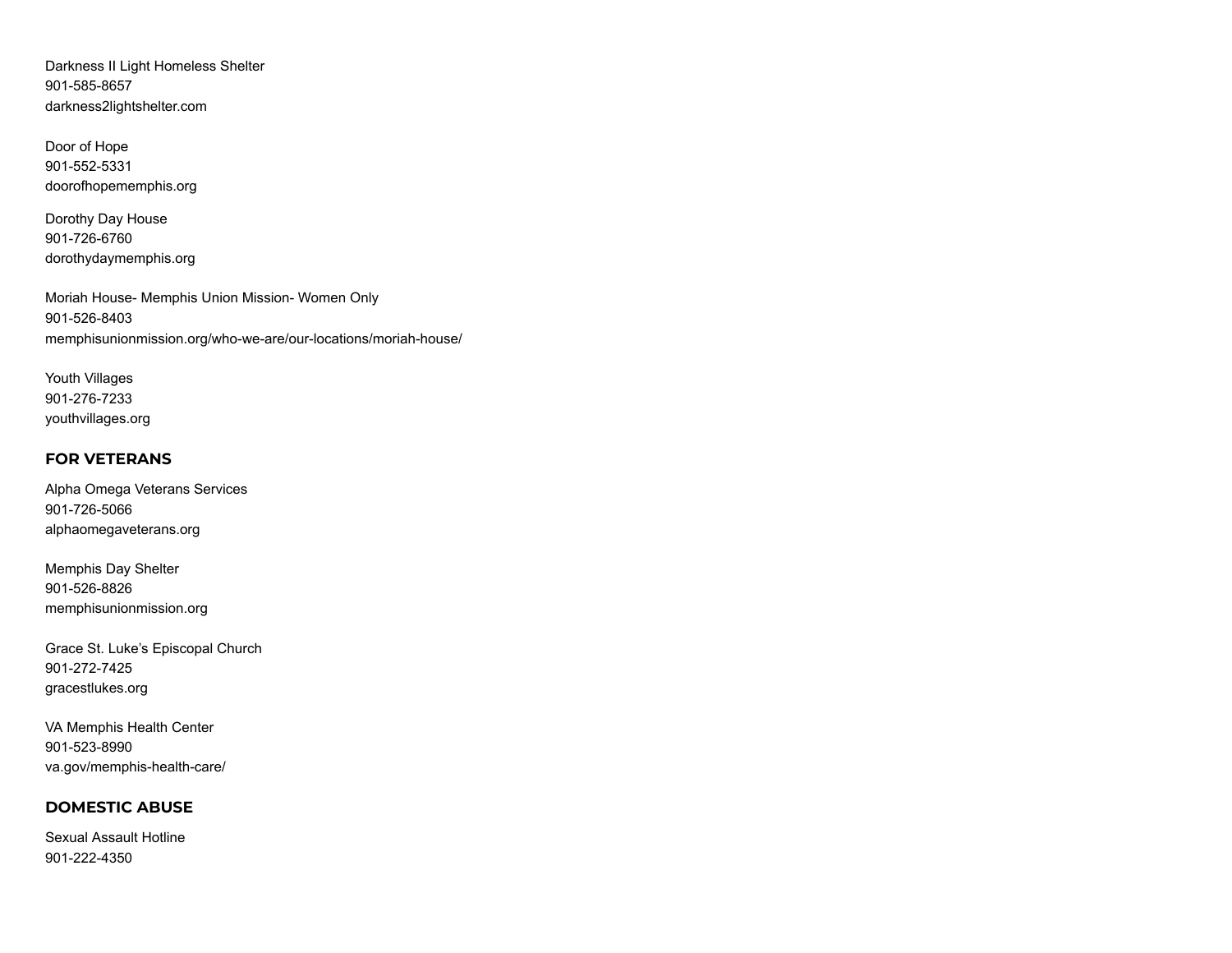Darkness II Light Homeless Shelter
901-585-8657
darkness2lightshelter.com

Door of Hope
901-552-5331
doorofhopememphis.org

Dorothy Day House
901-726-6760
dorothydaymemphis.org

Moriah House- Memphis Union Mission- Women Only
901-526-8403
memphisunionmission.org/who-we-are/our-locations/moriah-house/

Youth Villages
901-276-7233
youthvillages.org

## FOR VETERANS

Alpha Omega Veterans Services
901-726-5066
alphaomegaveterans.org

Memphis Day Shelter
901-526-8826
memphisunionmission.org

Grace St. Luke's Episcopal Church
901-272-7425
gracestlukes.org

VA Memphis Health Center
901-523-8990
va.gov/memphis-health-care/

## DOMESTIC ABUSE

Sexual Assault Hotline
901-222-4350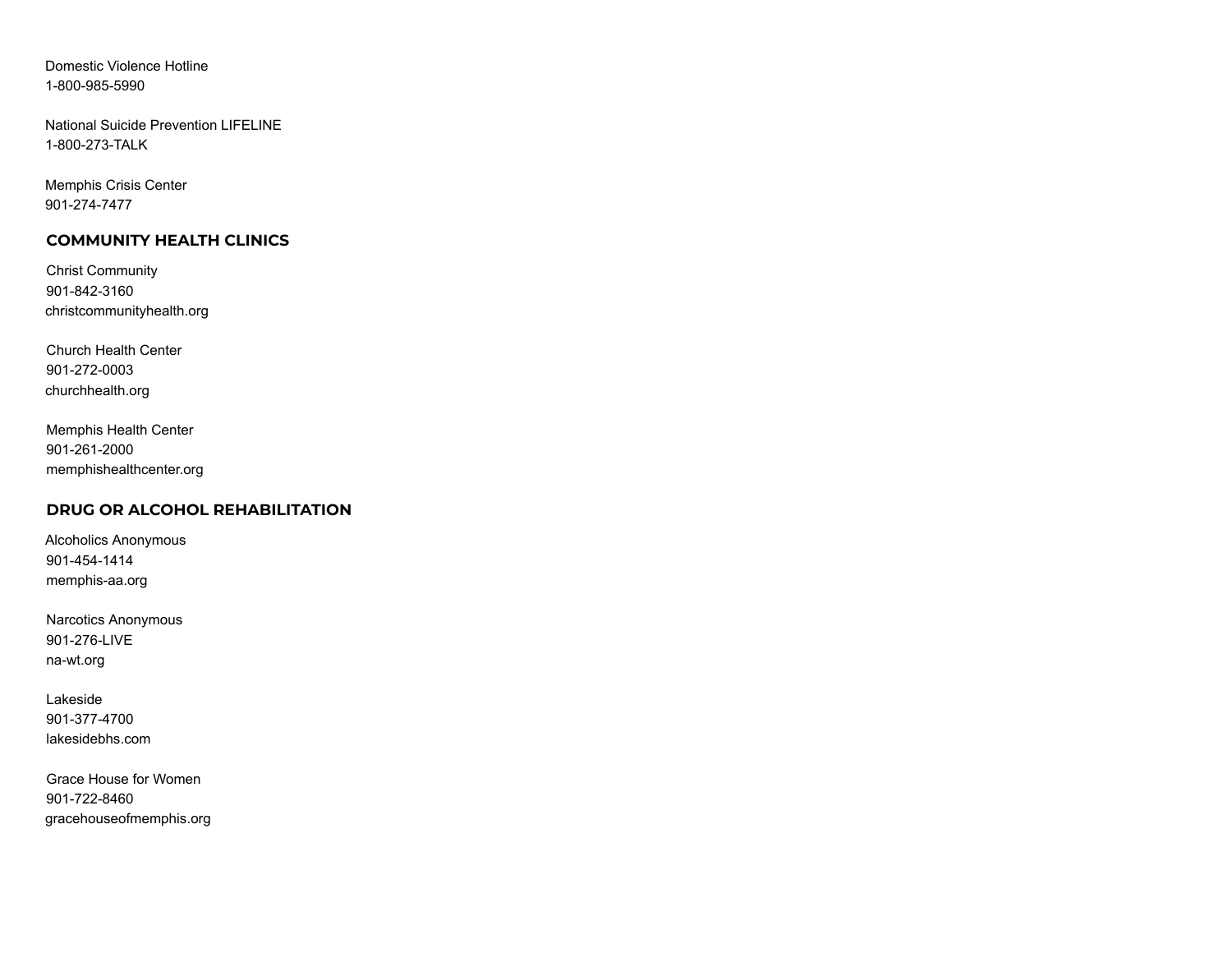Domestic Violence Hotline
1-800-985-5990

National Suicide Prevention LIFELINE
1-800-273-TALK

Memphis Crisis Center
901-274-7477

## COMMUNITY HEALTH CLINICS

Christ Community
901-842-3160
christcommunityhealth.org

Church Health Center
901-272-0003
churchhealth.org

Memphis Health Center
901-261-2000
memphishealthcenter.org

## DRUG OR ALCOHOL REHABILITATION

Alcoholics Anonymous
901-454-1414
memphis-aa.org

Narcotics Anonymous
901-276-LIVE
na-wt.org

Lakeside
901-377-4700
lakesidebhs.com

Grace House for Women
901-722-8460
gracehouseofmemphis.org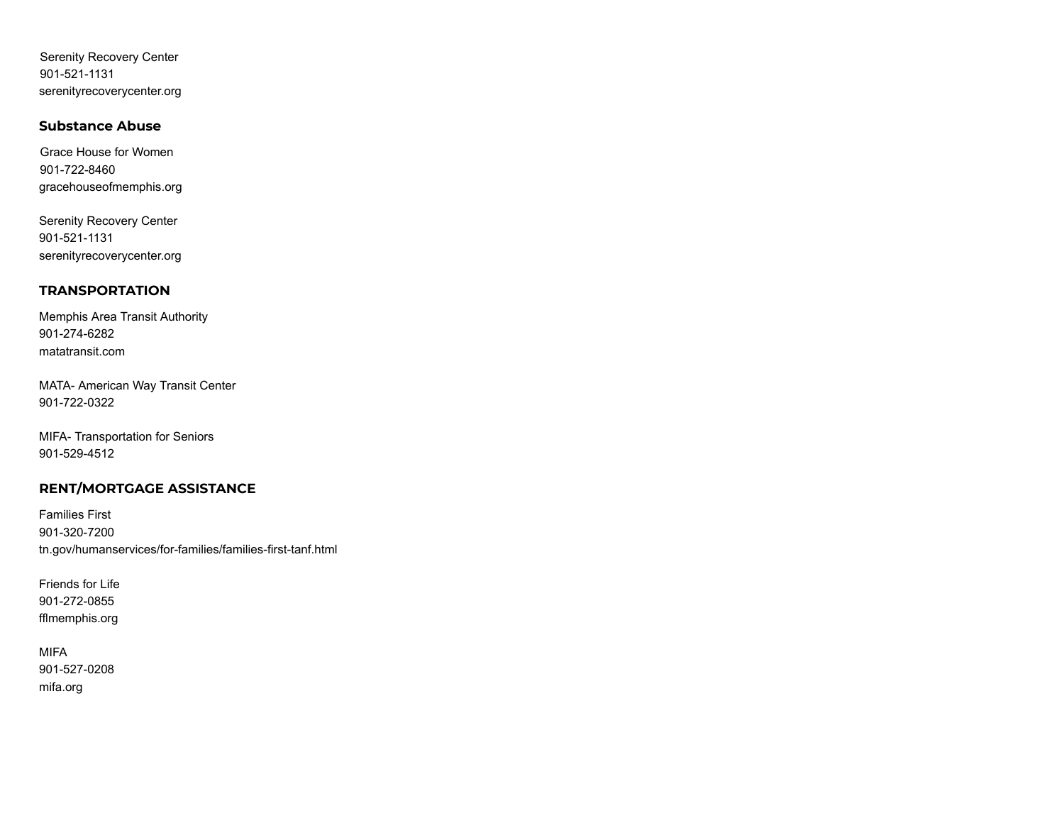Serenity Recovery Center
901-521-1131
serenityrecoverycenter.org

## Substance Abuse

Grace House for Women
901-722-8460
gracehouseofmemphis.org

Serenity Recovery Center
901-521-1131
serenityrecoverycenter.org

## TRANSPORTATION

Memphis Area Transit Authority
901-274-6282
matatransit.com

MATA- American Way Transit Center
901-722-0322

MIFA- Transportation for Seniors
901-529-4512

## RENT/MORTGAGE ASSISTANCE

Families First
901-320-7200
tn.gov/humanservices/for-families/families-first-tanf.html

Friends for Life
901-272-0855
fflmemphis.org

MIFA
901-527-0208
mifa.org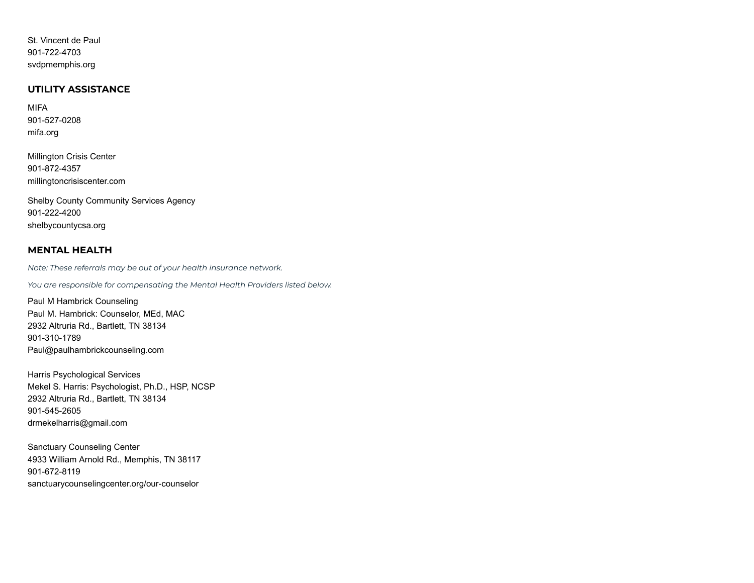St. Vincent de Paul
901-722-4703
svdpmemphis.org

## UTILITY ASSISTANCE

MIFA
901-527-0208
mifa.org

Millington Crisis Center
901-872-4357
millingtoncrisiscenter.com

Shelby County Community Services Agency
901-222-4200
shelbycountycsa.org

## MENTAL HEALTH

*Note: These referrals may be out of your health insurance network.*

*You are responsible for compensating the Mental Health Providers listed below.*

Paul M Hambrick Counseling
Paul M. Hambrick: Counselor, MEd, MAC
2932 Altruria Rd., Bartlett, TN 38134
901-310-1789
Paul@paulhambrickcounseling.com

Harris Psychological Services
Mekel S. Harris: Psychologist, Ph.D., HSP, NCSP
2932 Altruria Rd., Bartlett, TN 38134
901-545-2605
drmekelharris@gmail.com

Sanctuary Counseling Center
4933 William Arnold Rd., Memphis, TN 38117
901-672-8119
sanctuarycounselingcenter.org/our-counselor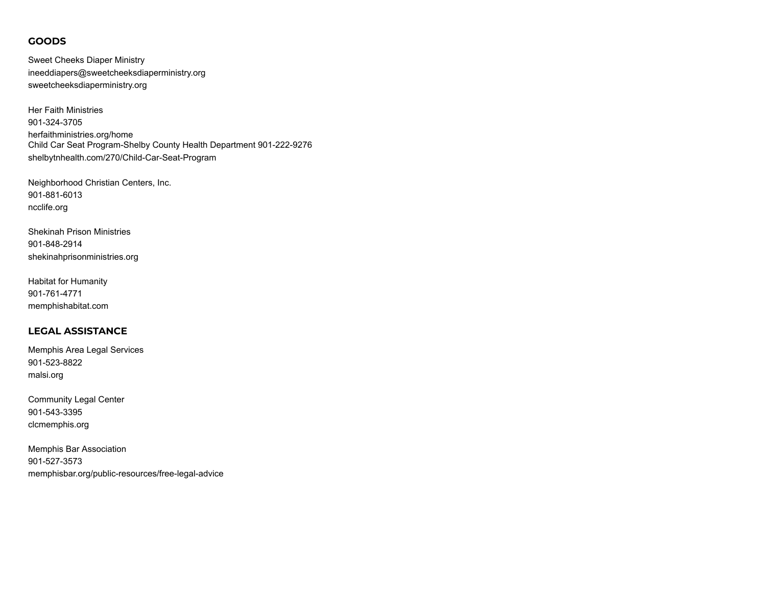## GOODS

Sweet Cheeks Diaper Ministry
ineeddiapers@sweetcheeksdiaperministry.org
sweetcheeksdiaperministry.org

Her Faith Ministries
901-324-3705
herfaithministries.org/home
Child Car Seat Program-Shelby County Health Department 901-222-9276
shelbytnhealth.com/270/Child-Car-Seat-Program

Neighborhood Christian Centers, Inc.
901-881-6013
ncclife.org

Shekinah Prison Ministries
901-848-2914
shekinahprisonministries.org

Habitat for Humanity
901-761-4771
memphishabitat.com

## LEGAL ASSISTANCE

Memphis Area Legal Services
901-523-8822
malsi.org

Community Legal Center
901-543-3395
clcmemphis.org

Memphis Bar Association
901-527-3573
memphisbar.org/public-resources/free-legal-advice